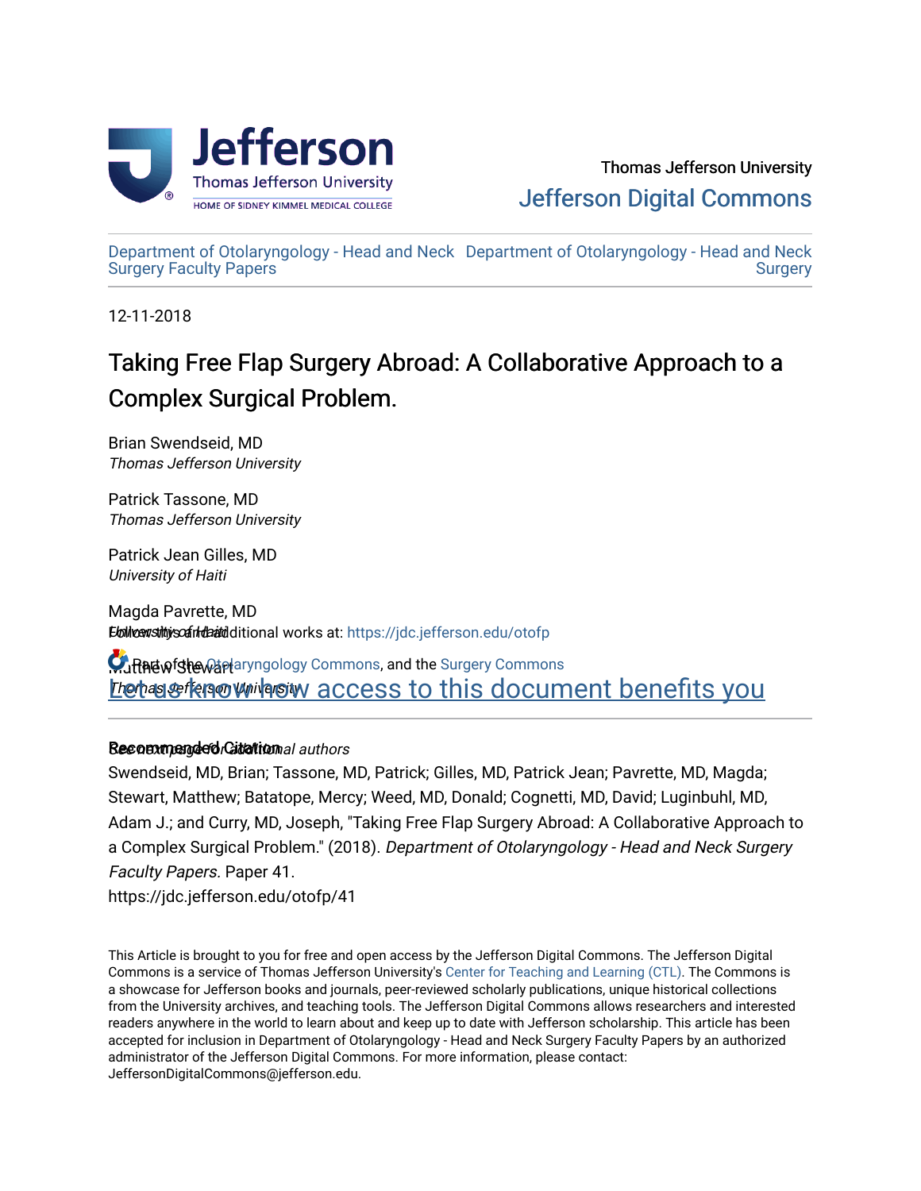Thomas Jefferson University

Jefferson Digital Commons

Department of Otolaryngology - Head and Neck Surgery Faculty Papers | Department of Otolaryngology - Head and Neck Surgery

12-11-2018

# Taking Free Flap Surgery Abroad: A Collaborative Approach to a Complex Surgical Problem.

Brian Swendseid, MD
*Thomas Jefferson University*

Patrick Tassone, MD
*Thomas Jefferson University*

Patrick Jean Gilles, MD
*University of Haiti*

Magda Pavrette, MD
*University of Haiti*

Matthew Stewart
*Thomas Jefferson University*

*See next page for additional authors*

Follow this and additional works at: https://jdc.jefferson.edu/otofp

Part of the Otolaryngology Commons, and the Surgery Commons

Let us know how access to this document benefits you

## Recommended Citation

Swendseid, MD, Brian; Tassone, MD, Patrick; Gilles, MD, Patrick Jean; Pavrette, MD, Magda; Stewart, Matthew; Batatope, Mercy; Weed, MD, Donald; Cognetti, MD, David; Luginbuhl, MD, Adam J.; and Curry, MD, Joseph, "Taking Free Flap Surgery Abroad: A Collaborative Approach to a Complex Surgical Problem." (2018). *Department of Otolaryngology - Head and Neck Surgery Faculty Papers.* Paper 41.
https://jdc.jefferson.edu/otofp/41

This Article is brought to you for free and open access by the Jefferson Digital Commons. The Jefferson Digital Commons is a service of Thomas Jefferson University's Center for Teaching and Learning (CTL). The Commons is a showcase for Jefferson books and journals, peer-reviewed scholarly publications, unique historical collections from the University archives, and teaching tools. The Jefferson Digital Commons allows researchers and interested readers anywhere in the world to learn about and keep up to date with Jefferson scholarship. This article has been accepted for inclusion in Department of Otolaryngology - Head and Neck Surgery Faculty Papers by an authorized administrator of the Jefferson Digital Commons. For more information, please contact: JeffersonDigitalCommons@jefferson.edu.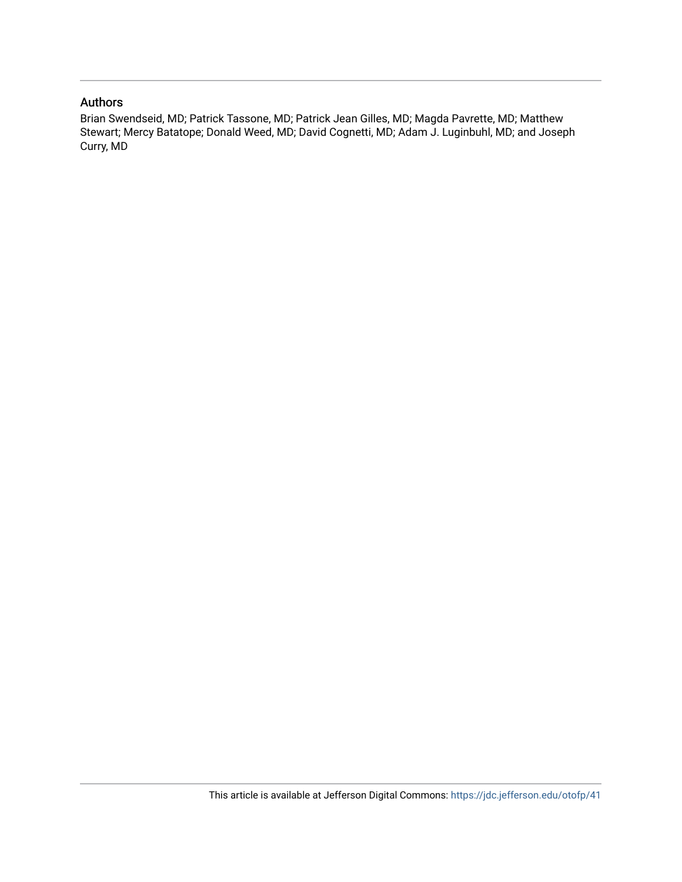## Authors

Brian Swendseid, MD; Patrick Tassone, MD; Patrick Jean Gilles, MD; Magda Pavrette, MD; Matthew Stewart; Mercy Batatope; Donald Weed, MD; David Cognetti, MD; Adam J. Luginbuhl, MD; and Joseph Curry, MD

This article is available at Jefferson Digital Commons: https://jdc.jefferson.edu/otofp/41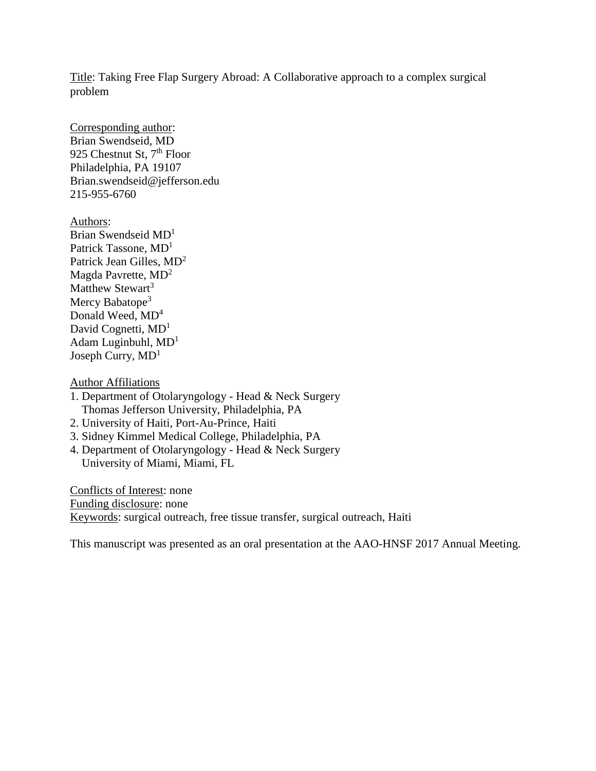Title: Taking Free Flap Surgery Abroad: A Collaborative approach to a complex surgical problem

Corresponding author:
Brian Swendseid, MD
925 Chestnut St, 7th Floor
Philadelphia, PA 19107
Brian.swendseid@jefferson.edu
215-955-6760

Authors:
Brian Swendseid MD[1]
Patrick Tassone, MD[1]
Patrick Jean Gilles, MD[2]
Magda Pavrette, MD[2]
Matthew Stewart[3]
Mercy Babatope[3]
Donald Weed, MD[4]
David Cognetti, MD[1]
Adam Luginbuhl, MD[1]
Joseph Curry, MD[1]

Author Affiliations

1. Department of Otolaryngology - Head & Neck Surgery
   Thomas Jefferson University, Philadelphia, PA
2. University of Haiti, Port-Au-Prince, Haiti
3. Sidney Kimmel Medical College, Philadelphia, PA
4. Department of Otolaryngology - Head & Neck Surgery
   University of Miami, Miami, FL

Conflicts of Interest: none
Funding disclosure: none
Keywords: surgical outreach, free tissue transfer, surgical outreach, Haiti

This manuscript was presented as an oral presentation at the AAO-HNSF 2017 Annual Meeting.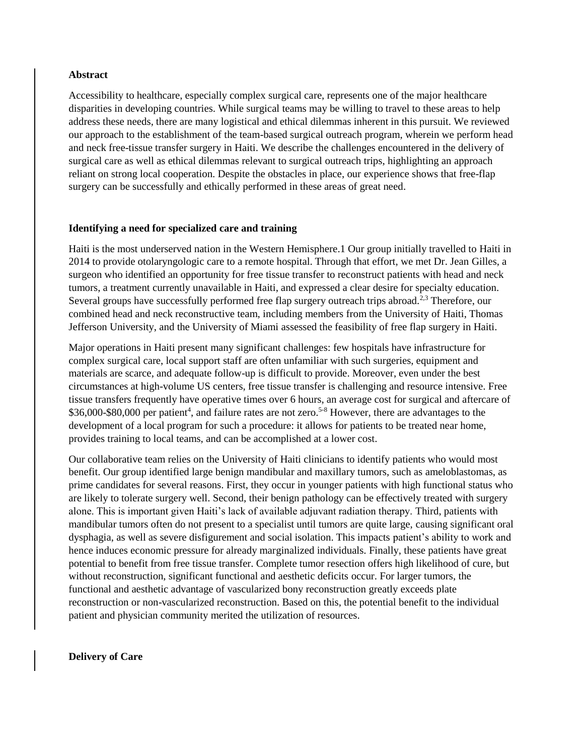**Abstract**

Accessibility to healthcare, especially complex surgical care, represents one of the major healthcare disparities in developing countries. While surgical teams may be willing to travel to these areas to help address these needs, there are many logistical and ethical dilemmas inherent in this pursuit. We reviewed our approach to the establishment of the team-based surgical outreach program, wherein we perform head and neck free-tissue transfer surgery in Haiti. We describe the challenges encountered in the delivery of surgical care as well as ethical dilemmas relevant to surgical outreach trips, highlighting an approach reliant on strong local cooperation. Despite the obstacles in place, our experience shows that free-flap surgery can be successfully and ethically performed in these areas of great need.

**Identifying a need for specialized care and training**

Haiti is the most underserved nation in the Western Hemisphere.1 Our group initially travelled to Haiti in 2014 to provide otolaryngologic care to a remote hospital. Through that effort, we met Dr. Jean Gilles, a surgeon who identified an opportunity for free tissue transfer to reconstruct patients with head and neck tumors, a treatment currently unavailable in Haiti, and expressed a clear desire for specialty education. Several groups have successfully performed free flap surgery outreach trips abroad.[2,3] Therefore, our combined head and neck reconstructive team, including members from the University of Haiti, Thomas Jefferson University, and the University of Miami assessed the feasibility of free flap surgery in Haiti.

Major operations in Haiti present many significant challenges: few hospitals have infrastructure for complex surgical care, local support staff are often unfamiliar with such surgeries, equipment and materials are scarce, and adequate follow-up is difficult to provide. Moreover, even under the best circumstances at high-volume US centers, free tissue transfer is challenging and resource intensive. Free tissue transfers frequently have operative times over 6 hours, an average cost for surgical and aftercare of $36,000-$80,000 per patient[4], and failure rates are not zero.[5-8] However, there are advantages to the development of a local program for such a procedure: it allows for patients to be treated near home, provides training to local teams, and can be accomplished at a lower cost.

Our collaborative team relies on the University of Haiti clinicians to identify patients who would most benefit. Our group identified large benign mandibular and maxillary tumors, such as ameloblastomas, as prime candidates for several reasons. First, they occur in younger patients with high functional status who are likely to tolerate surgery well. Second, their benign pathology can be effectively treated with surgery alone. This is important given Haiti's lack of available adjuvant radiation therapy. Third, patients with mandibular tumors often do not present to a specialist until tumors are quite large, causing significant oral dysphagia, as well as severe disfigurement and social isolation. This impacts patient's ability to work and hence induces economic pressure for already marginalized individuals. Finally, these patients have great potential to benefit from free tissue transfer. Complete tumor resection offers high likelihood of cure, but without reconstruction, significant functional and aesthetic deficits occur. For larger tumors, the functional and aesthetic advantage of vascularized bony reconstruction greatly exceeds plate reconstruction or non-vascularized reconstruction. Based on this, the potential benefit to the individual patient and physician community merited the utilization of resources.

**Delivery of Care**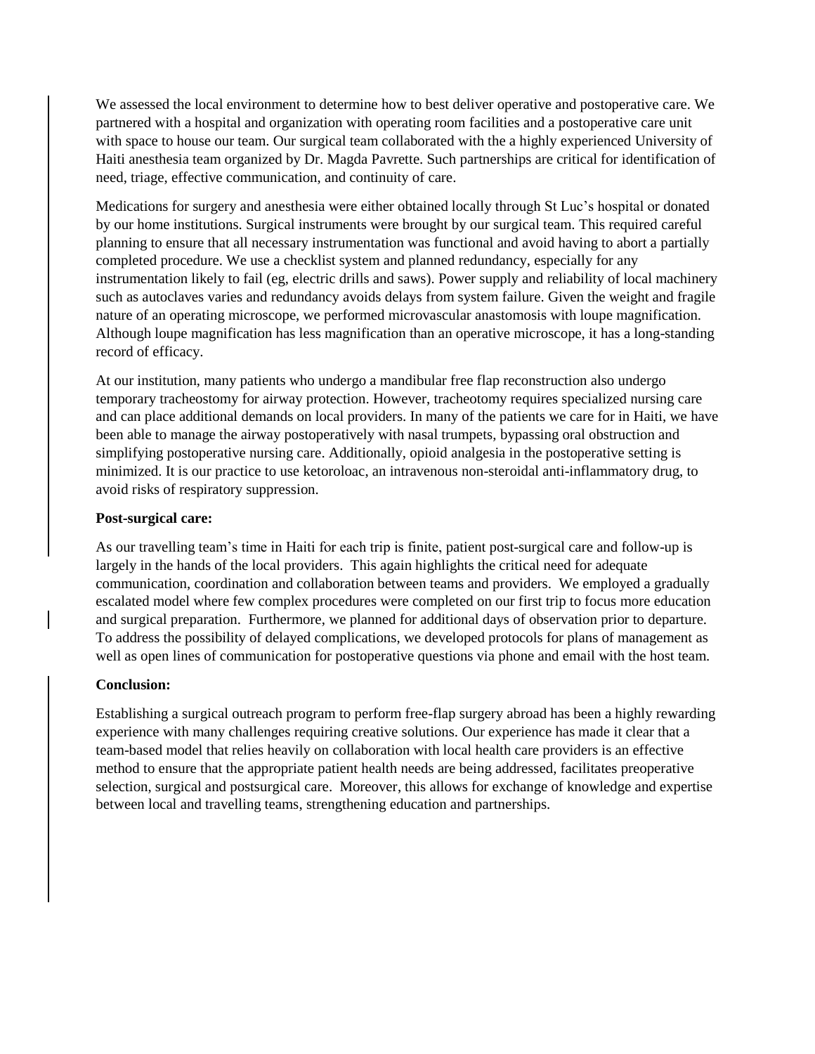We assessed the local environment to determine how to best deliver operative and postoperative care. We partnered with a hospital and organization with operating room facilities and a postoperative care unit with space to house our team. Our surgical team collaborated with the a highly experienced University of Haiti anesthesia team organized by Dr. Magda Pavrette. Such partnerships are critical for identification of need, triage, effective communication, and continuity of care.

Medications for surgery and anesthesia were either obtained locally through St Luc's hospital or donated by our home institutions. Surgical instruments were brought by our surgical team. This required careful planning to ensure that all necessary instrumentation was functional and avoid having to abort a partially completed procedure. We use a checklist system and planned redundancy, especially for any instrumentation likely to fail (eg, electric drills and saws). Power supply and reliability of local machinery such as autoclaves varies and redundancy avoids delays from system failure. Given the weight and fragile nature of an operating microscope, we performed microvascular anastomosis with loupe magnification. Although loupe magnification has less magnification than an operative microscope, it has a long-standing record of efficacy.

At our institution, many patients who undergo a mandibular free flap reconstruction also undergo temporary tracheostomy for airway protection. However, tracheotomy requires specialized nursing care and can place additional demands on local providers. In many of the patients we care for in Haiti, we have been able to manage the airway postoperatively with nasal trumpets, bypassing oral obstruction and simplifying postoperative nursing care. Additionally, opioid analgesia in the postoperative setting is minimized. It is our practice to use ketoroloac, an intravenous non-steroidal anti-inflammatory drug, to avoid risks of respiratory suppression.

**Post-surgical care:**

As our travelling team's time in Haiti for each trip is finite, patient post-surgical care and follow-up is largely in the hands of the local providers. This again highlights the critical need for adequate communication, coordination and collaboration between teams and providers. We employed a gradually escalated model where few complex procedures were completed on our first trip to focus more education and surgical preparation. Furthermore, we planned for additional days of observation prior to departure. To address the possibility of delayed complications, we developed protocols for plans of management as well as open lines of communication for postoperative questions via phone and email with the host team.

**Conclusion:**

Establishing a surgical outreach program to perform free-flap surgery abroad has been a highly rewarding experience with many challenges requiring creative solutions. Our experience has made it clear that a team-based model that relies heavily on collaboration with local health care providers is an effective method to ensure that the appropriate patient health needs are being addressed, facilitates preoperative selection, surgical and postsurgical care. Moreover, this allows for exchange of knowledge and expertise between local and travelling teams, strengthening education and partnerships.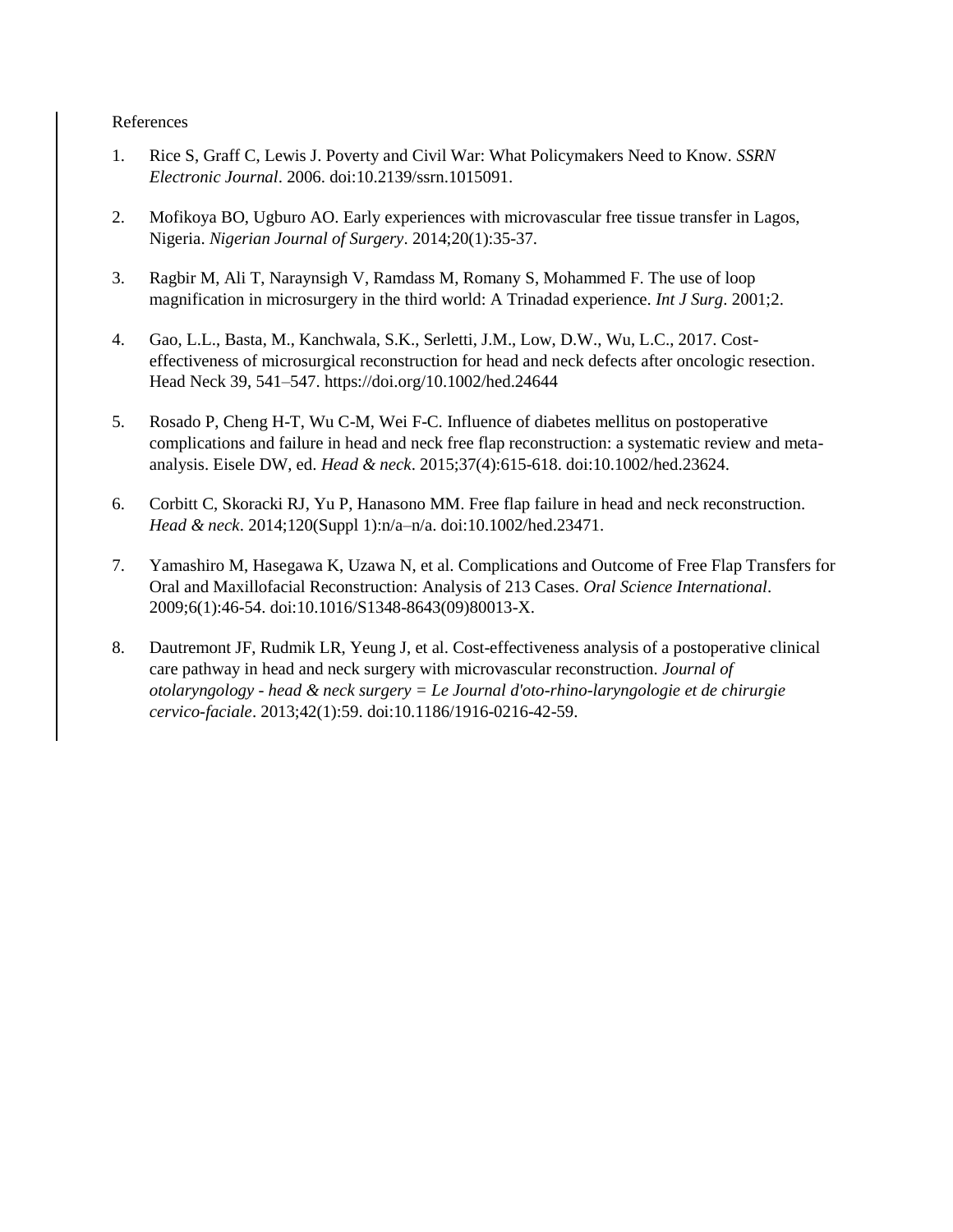References

1. Rice S, Graff C, Lewis J. Poverty and Civil War: What Policymakers Need to Know. *SSRN Electronic Journal*. 2006. doi:10.2139/ssrn.1015091.

2. Mofikoya BO, Ugburo AO. Early experiences with microvascular free tissue transfer in Lagos, Nigeria. *Nigerian Journal of Surgery*. 2014;20(1):35-37.

3. Ragbir M, Ali T, Naraynsigh V, Ramdass M, Romany S, Mohammed F. The use of loop magnification in microsurgery in the third world: A Trinadad experience. *Int J Surg*. 2001;2.

4. Gao, L.L., Basta, M., Kanchwala, S.K., Serletti, J.M., Low, D.W., Wu, L.C., 2017. Cost-effectiveness of microsurgical reconstruction for head and neck defects after oncologic resection. Head Neck 39, 541–547. https://doi.org/10.1002/hed.24644

5. Rosado P, Cheng H-T, Wu C-M, Wei F-C. Influence of diabetes mellitus on postoperative complications and failure in head and neck free flap reconstruction: a systematic review and meta-analysis. Eisele DW, ed. *Head & neck*. 2015;37(4):615-618. doi:10.1002/hed.23624.

6. Corbitt C, Skoracki RJ, Yu P, Hanasono MM. Free flap failure in head and neck reconstruction. *Head & neck*. 2014;120(Suppl 1):n/a–n/a. doi:10.1002/hed.23471.

7. Yamashiro M, Hasegawa K, Uzawa N, et al. Complications and Outcome of Free Flap Transfers for Oral and Maxillofacial Reconstruction: Analysis of 213 Cases. *Oral Science International*. 2009;6(1):46-54. doi:10.1016/S1348-8643(09)80013-X.

8. Dautremont JF, Rudmik LR, Yeung J, et al. Cost-effectiveness analysis of a postoperative clinical care pathway in head and neck surgery with microvascular reconstruction. *Journal of otolaryngology - head & neck surgery = Le Journal d'oto-rhino-laryngologie et de chirurgie cervico-faciale*. 2013;42(1):59. doi:10.1186/1916-0216-42-59.